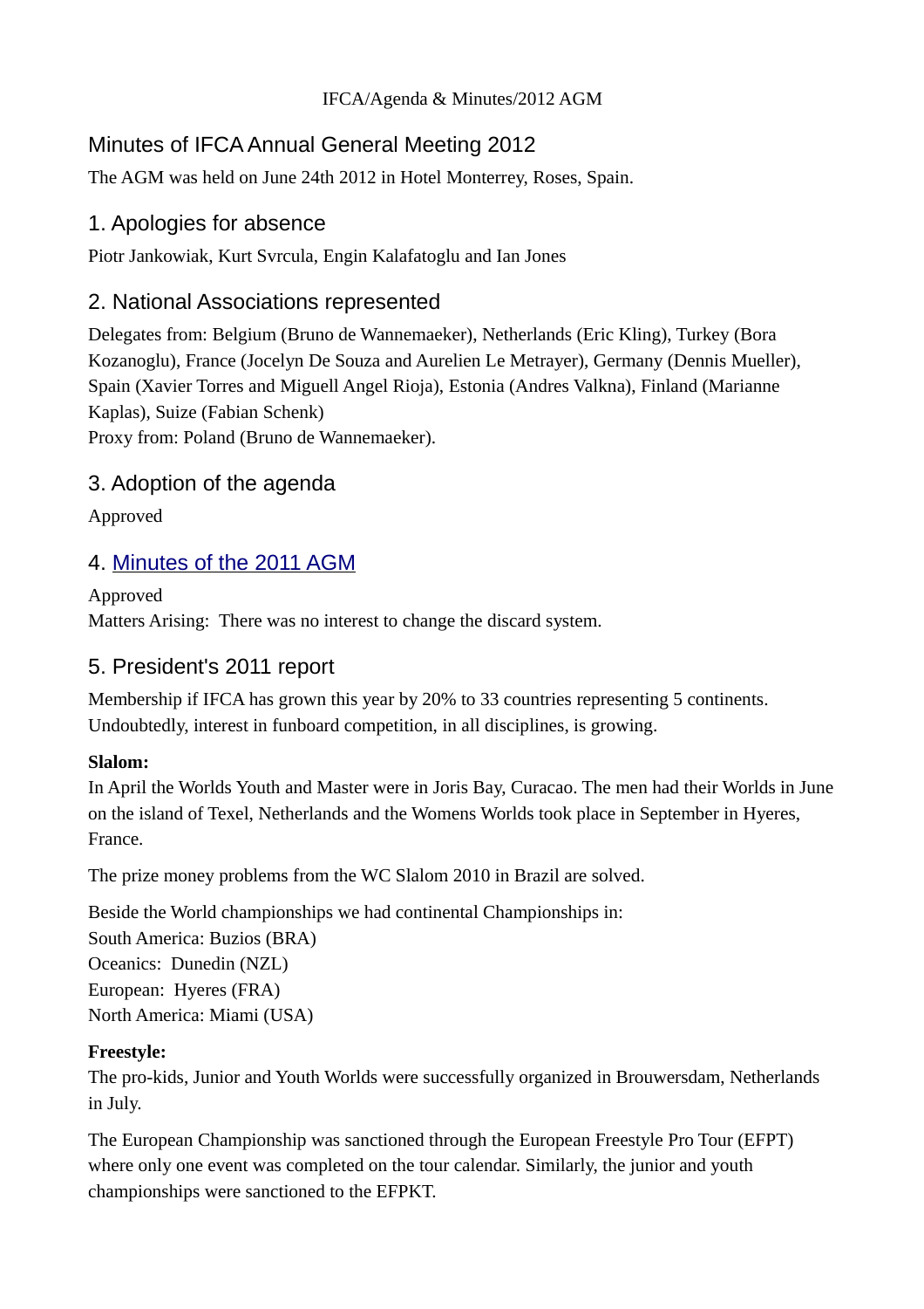IFCA/Agenda & Minutes/2012 AGM

# Minutes of IFCA Annual General Meeting 2012

The AGM was held on June 24th 2012 in Hotel Monterrey, Roses, Spain.

## 1. Apologies for absence

Piotr Jankowiak, Kurt Svrcula, Engin Kalafatoglu and Ian Jones

## 2. National Associations represented

Delegates from: Belgium (Bruno de Wannemaeker), Netherlands (Eric Kling), Turkey (Bora Kozanoglu), France (Jocelyn De Souza and Aurelien Le Metrayer), Germany (Dennis Mueller), Spain (Xavier Torres and Miguell Angel Rioja), Estonia (Andres Valkna), Finland (Marianne Kaplas), Suize (Fabian Schenk)
Proxy from: Poland (Bruno de Wannemaeker).

## 3. Adoption of the agenda

Approved

## 4. Minutes of the 2011 AGM

Approved
Matters Arising: There was no interest to change the discard system.

## 5. President's 2011 report

Membership if IFCA has grown this year by 20% to 33 countries representing 5 continents. Undoubtedly, interest in funboard competition, in all disciplines, is growing.

**Slalom:**
In April the Worlds Youth and Master were in Joris Bay, Curacao. The men had their Worlds in June on the island of Texel, Netherlands and the Womens Worlds took place in September in Hyeres, France.

The prize money problems from the WC Slalom 2010 in Brazil are solved.

Beside the World championships we had continental Championships in:
South America: Buzios (BRA)
Oceanics: Dunedin (NZL)
European: Hyeres (FRA)
North America: Miami (USA)

**Freestyle:**
The pro-kids, Junior and Youth Worlds were successfully organized in Brouwersdam, Netherlands in July.

The European Championship was sanctioned through the European Freestyle Pro Tour (EFPT) where only one event was completed on the tour calendar. Similarly, the junior and youth championships were sanctioned to the EFPKT.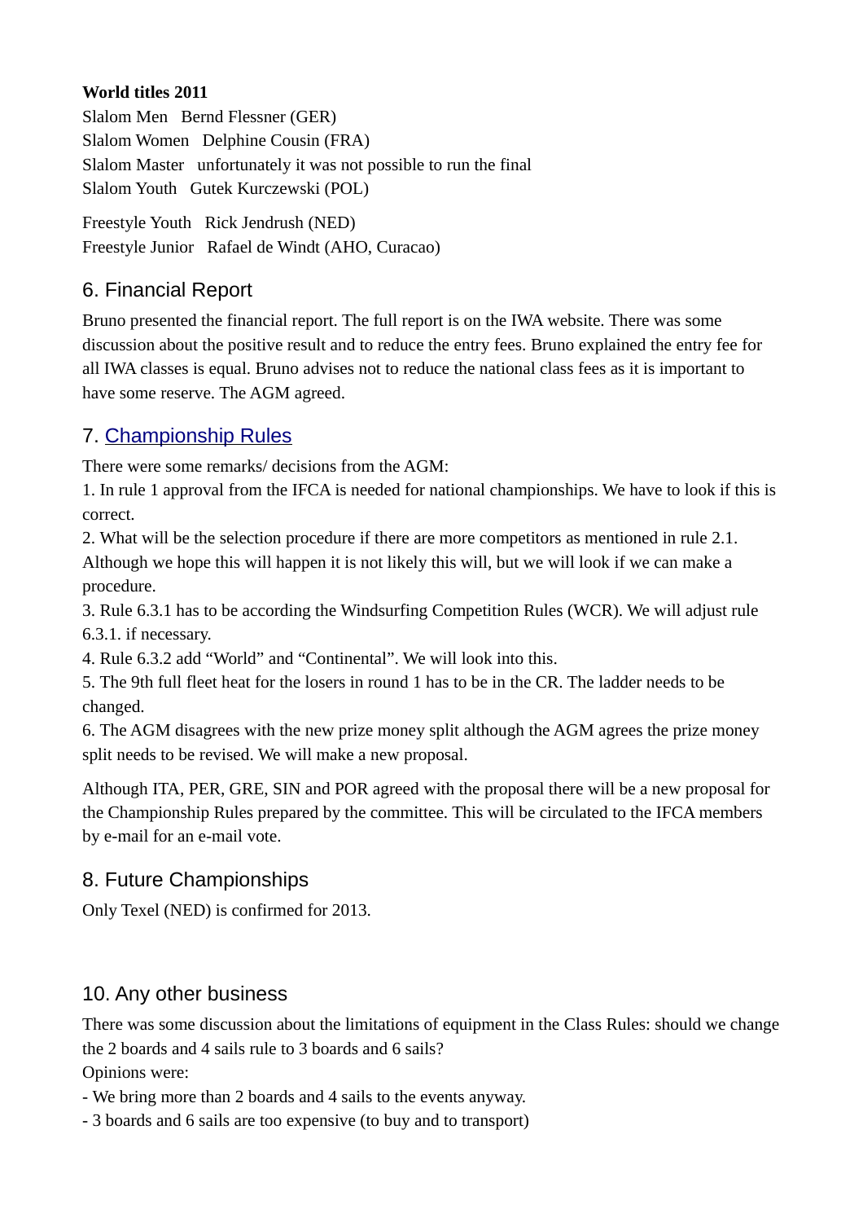**World titles 2011**

Slalom Men   Bernd Flessner (GER)
Slalom Women   Delphine Cousin (FRA)
Slalom Master   unfortunately it was not possible to run the final
Slalom Youth   Gutek Kurczewski (POL)

Freestyle Youth   Rick Jendrush (NED)
Freestyle Junior   Rafael de Windt (AHO, Curacao)

## 6. Financial Report

Bruno presented the financial report. The full report is on the IWA website. There was some discussion about the positive result and to reduce the entry fees. Bruno explained the entry fee for all IWA classes is equal. Bruno advises not to reduce the national class fees as it is important to have some reserve. The AGM agreed.

## 7. Championship Rules

There were some remarks/ decisions from the AGM:

1. In rule 1 approval from the IFCA is needed for national championships. We have to look if this is correct.
2. What will be the selection procedure if there are more competitors as mentioned in rule 2.1. Although we hope this will happen it is not likely this will, but we will look if we can make a procedure.
3. Rule 6.3.1 has to be according the Windsurfing Competition Rules (WCR). We will adjust rule 6.3.1. if necessary.
4. Rule 6.3.2 add “World” and “Continental”. We will look into this.
5. The 9th full fleet heat for the losers in round 1 has to be in the CR. The ladder needs to be changed.
6. The AGM disagrees with the new prize money split although the AGM agrees the prize money split needs to be revised. We will make a new proposal.

Although ITA, PER, GRE, SIN and POR agreed with the proposal there will be a new proposal for the Championship Rules prepared by the committee. This will be circulated to the IFCA members by e-mail for an e-mail vote.

## 8. Future Championships

Only Texel (NED) is confirmed for 2013.

## 10. Any other business

There was some discussion about the limitations of equipment in the Class Rules: should we change the 2 boards and 4 sails rule to 3 boards and 6 sails?
Opinions were:
- We bring more than 2 boards and 4 sails to the events anyway.
- 3 boards and 6 sails are too expensive (to buy and to transport)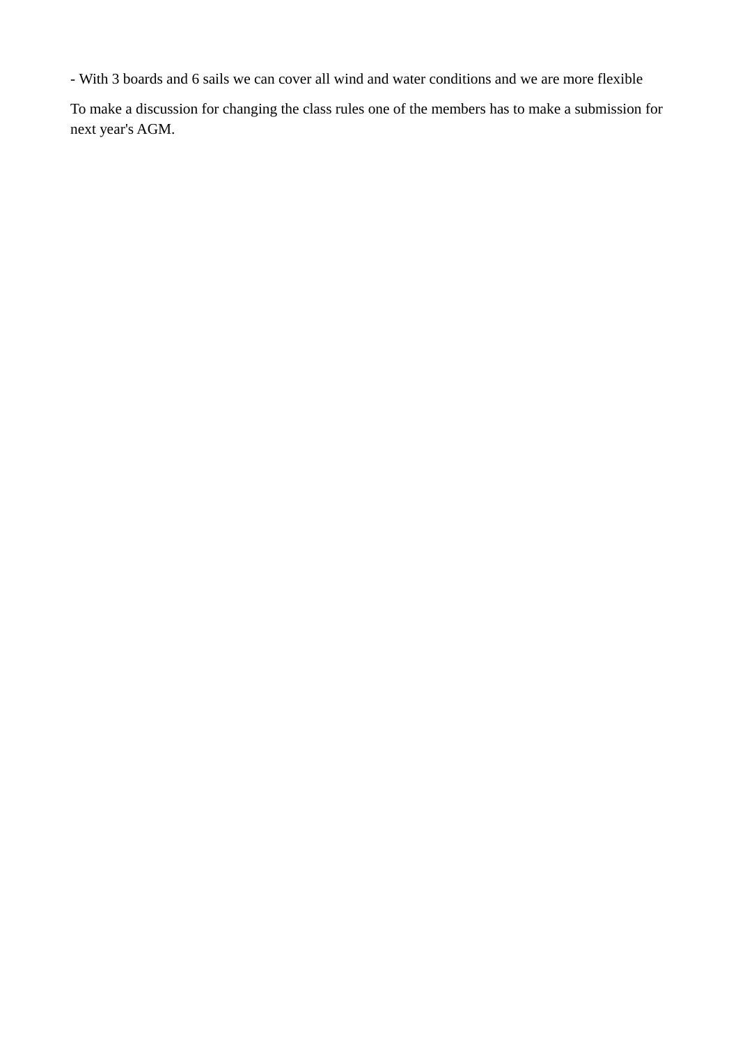- With 3 boards and 6 sails we can cover all wind and water conditions and we are more flexible

To make a discussion for changing the class rules one of the members has to make a submission for next year's AGM.